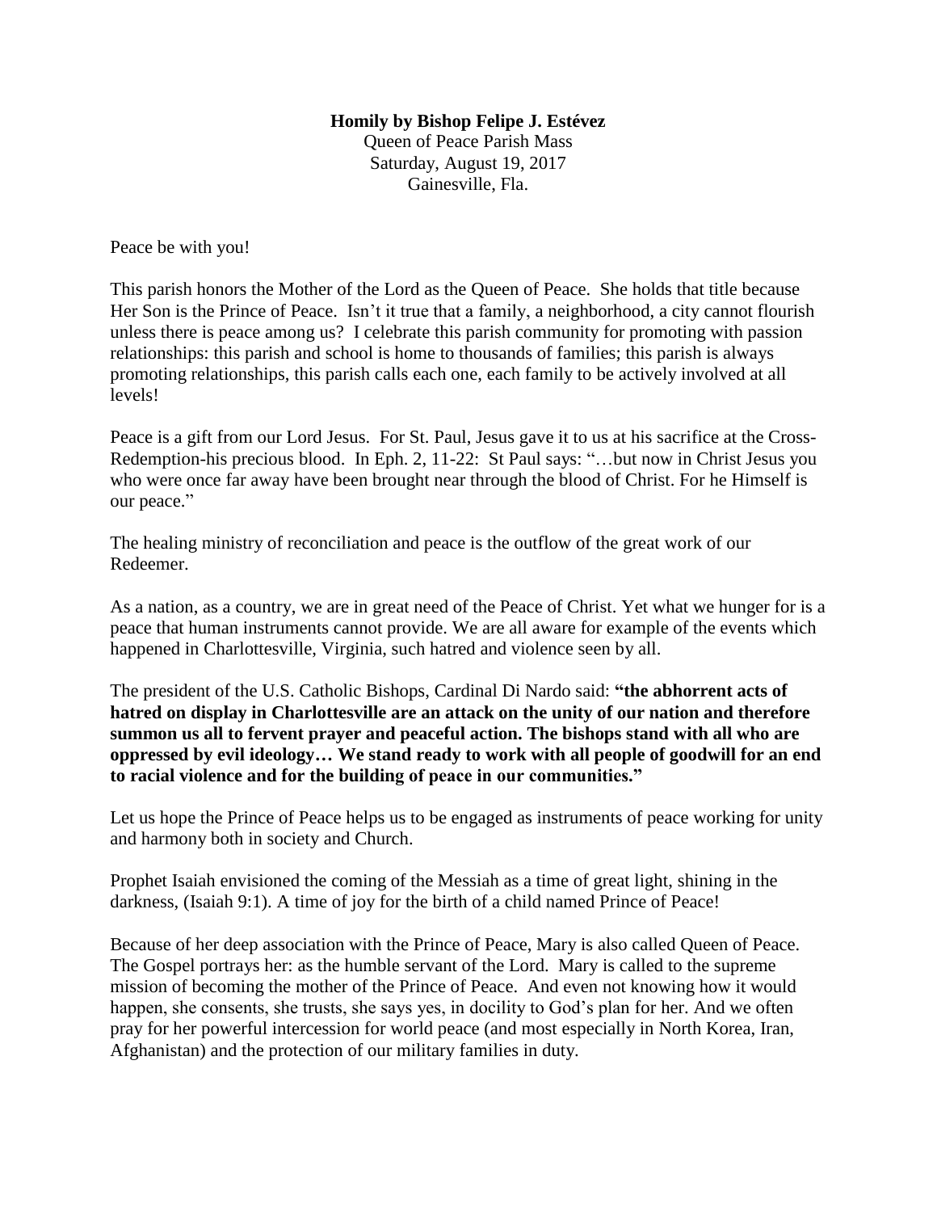**Homily by Bishop Felipe J. Estévez**

Queen of Peace Parish Mass
Saturday, August 19, 2017
Gainesville, Fla.

Peace be with you!

This parish honors the Mother of the Lord as the Queen of Peace. She holds that title because Her Son is the Prince of Peace. Isn't it true that a family, a neighborhood, a city cannot flourish unless there is peace among us? I celebrate this parish community for promoting with passion relationships: this parish and school is home to thousands of families; this parish is always promoting relationships, this parish calls each one, each family to be actively involved at all levels!

Peace is a gift from our Lord Jesus. For St. Paul, Jesus gave it to us at his sacrifice at the Cross-Redemption-his precious blood. In Eph. 2, 11-22: St Paul says: "…but now in Christ Jesus you who were once far away have been brought near through the blood of Christ. For he Himself is our peace."

The healing ministry of reconciliation and peace is the outflow of the great work of our Redeemer.

As a nation, as a country, we are in great need of the Peace of Christ. Yet what we hunger for is a peace that human instruments cannot provide. We are all aware for example of the events which happened in Charlottesville, Virginia, such hatred and violence seen by all.

The president of the U.S. Catholic Bishops, Cardinal Di Nardo said: **"the abhorrent acts of hatred on display in Charlottesville are an attack on the unity of our nation and therefore summon us all to fervent prayer and peaceful action. The bishops stand with all who are oppressed by evil ideology… We stand ready to work with all people of goodwill for an end to racial violence and for the building of peace in our communities."**

Let us hope the Prince of Peace helps us to be engaged as instruments of peace working for unity and harmony both in society and Church.

Prophet Isaiah envisioned the coming of the Messiah as a time of great light, shining in the darkness, (Isaiah 9:1). A time of joy for the birth of a child named Prince of Peace!

Because of her deep association with the Prince of Peace, Mary is also called Queen of Peace. The Gospel portrays her: as the humble servant of the Lord. Mary is called to the supreme mission of becoming the mother of the Prince of Peace. And even not knowing how it would happen, she consents, she trusts, she says yes, in docility to God's plan for her. And we often pray for her powerful intercession for world peace (and most especially in North Korea, Iran, Afghanistan) and the protection of our military families in duty.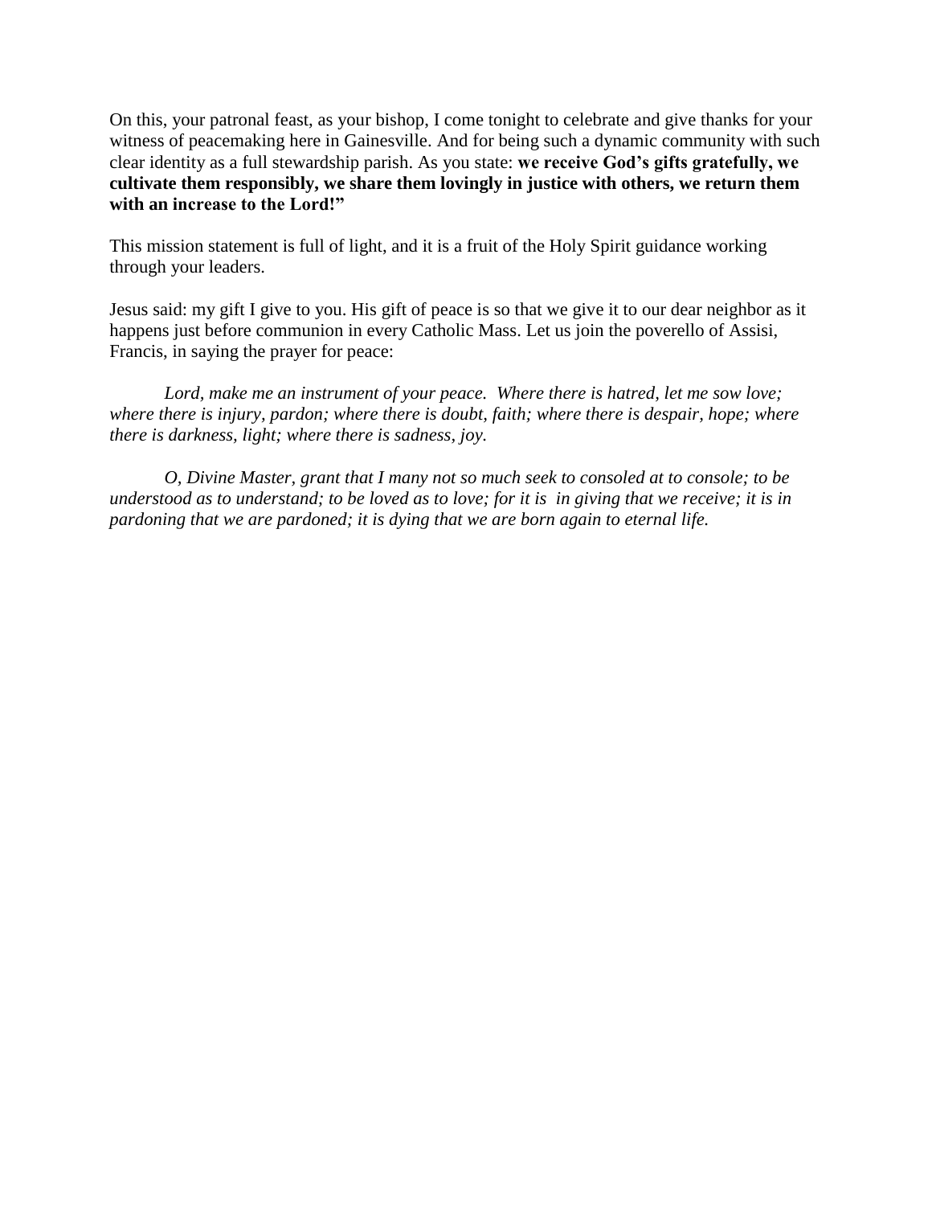On this, your patronal feast, as your bishop, I come tonight to celebrate and give thanks for your witness of peacemaking here in Gainesville. And for being such a dynamic community with such clear identity as a full stewardship parish. As you state: **we receive God's gifts gratefully, we cultivate them responsibly, we share them lovingly in justice with others, we return them with an increase to the Lord!"**

This mission statement is full of light, and it is a fruit of the Holy Spirit guidance working through your leaders.

Jesus said: my gift I give to you. His gift of peace is so that we give it to our dear neighbor as it happens just before communion in every Catholic Mass. Let us join the poverello of Assisi, Francis, in saying the prayer for peace:

*Lord, make me an instrument of your peace. Where there is hatred, let me sow love; where there is injury, pardon; where there is doubt, faith; where there is despair, hope; where there is darkness, light; where there is sadness, joy.*

*O, Divine Master, grant that I many not so much seek to consoled at to console; to be understood as to understand; to be loved as to love; for it is in giving that we receive; it is in pardoning that we are pardoned; it is dying that we are born again to eternal life.*